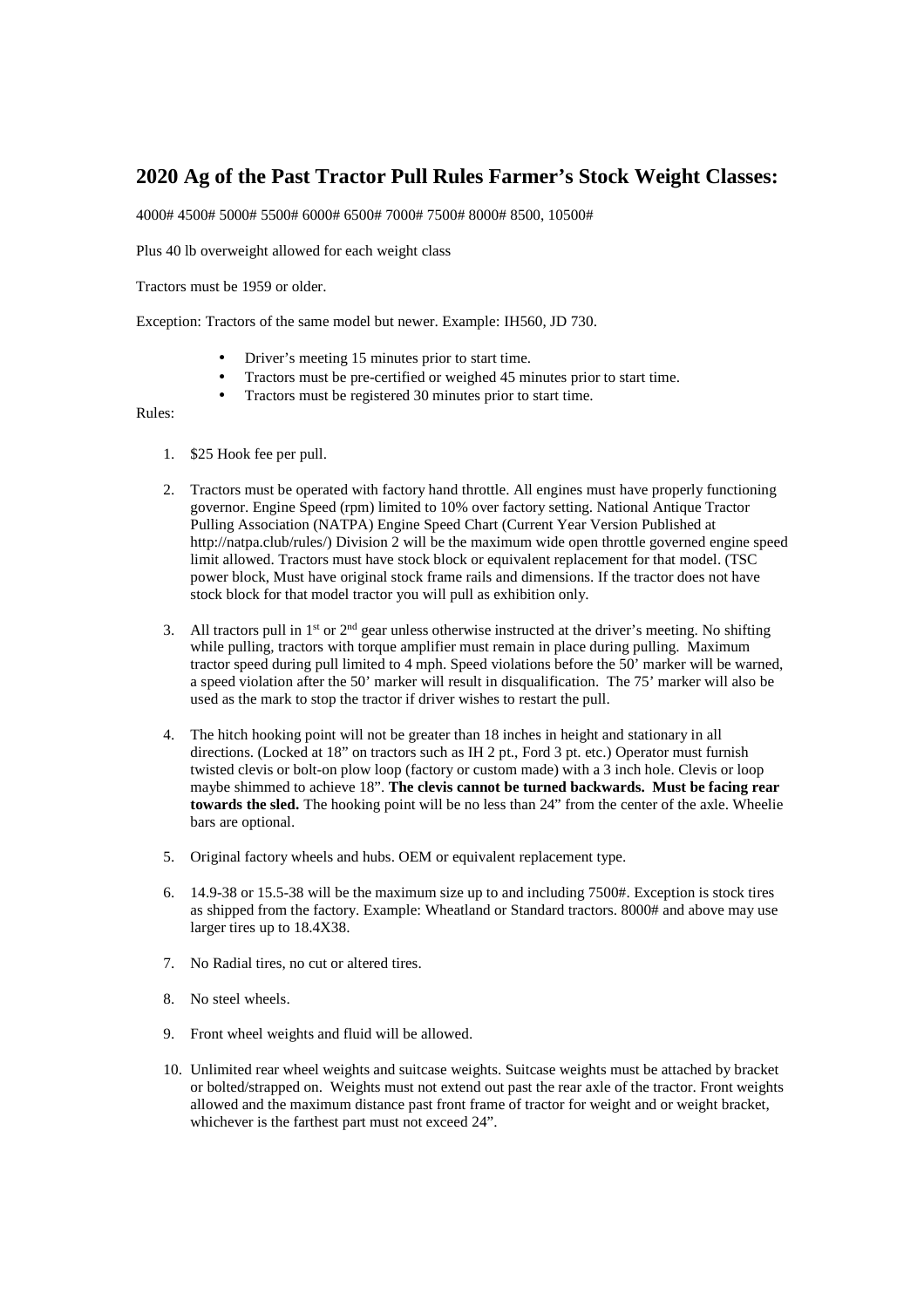# 2020 Ag of the Past Tractor Pull Rules Farmer's Stock Weight Classes:

4000# 4500# 5000# 5500# 6000# 6500# 7000# 7500# 8000# 8500, 10500#

Plus 40 lb overweight allowed for each weight class

Tractors must be 1959 or older.

Exception: Tractors of the same model but newer. Example: IH560, JD 730.

- Driver's meeting 15 minutes prior to start time.
- Tractors must be pre-certified or weighed 45 minutes prior to start time.
- Tractors must be registered 30 minutes prior to start time.

Rules:

1. $25 Hook fee per pull.

2. Tractors must be operated with factory hand throttle. All engines must have properly functioning governor. Engine Speed (rpm) limited to 10% over factory setting. National Antique Tractor Pulling Association (NATPA) Engine Speed Chart (Current Year Version Published at http://natpa.club/rules/) Division 2 will be the maximum wide open throttle governed engine speed limit allowed. Tractors must have stock block or equivalent replacement for that model. (TSC power block, Must have original stock frame rails and dimensions. If the tractor does not have stock block for that model tractor you will pull as exhibition only.

3. All tractors pull in 1st or 2nd gear unless otherwise instructed at the driver's meeting. No shifting while pulling, tractors with torque amplifier must remain in place during pulling. Maximum tractor speed during pull limited to 4 mph. Speed violations before the 50' marker will be warned, a speed violation after the 50' marker will result in disqualification. The 75' marker will also be used as the mark to stop the tractor if driver wishes to restart the pull.

4. The hitch hooking point will not be greater than 18 inches in height and stationary in all directions. (Locked at 18" on tractors such as IH 2 pt., Ford 3 pt. etc.) Operator must furnish twisted clevis or bolt-on plow loop (factory or custom made) with a 3 inch hole. Clevis or loop maybe shimmed to achieve 18". **The clevis cannot be turned backwards. Must be facing rear towards the sled.** The hooking point will be no less than 24" from the center of the axle. Wheelie bars are optional.

5. Original factory wheels and hubs. OEM or equivalent replacement type.

6. 14.9-38 or 15.5-38 will be the maximum size up to and including 7500#. Exception is stock tires as shipped from the factory. Example: Wheatland or Standard tractors. 8000# and above may use larger tires up to 18.4X38.

7. No Radial tires, no cut or altered tires.

8. No steel wheels.

9. Front wheel weights and fluid will be allowed.

10. Unlimited rear wheel weights and suitcase weights. Suitcase weights must be attached by bracket or bolted/strapped on. Weights must not extend out past the rear axle of the tractor. Front weights allowed and the maximum distance past front frame of tractor for weight and or weight bracket, whichever is the farthest part must not exceed 24".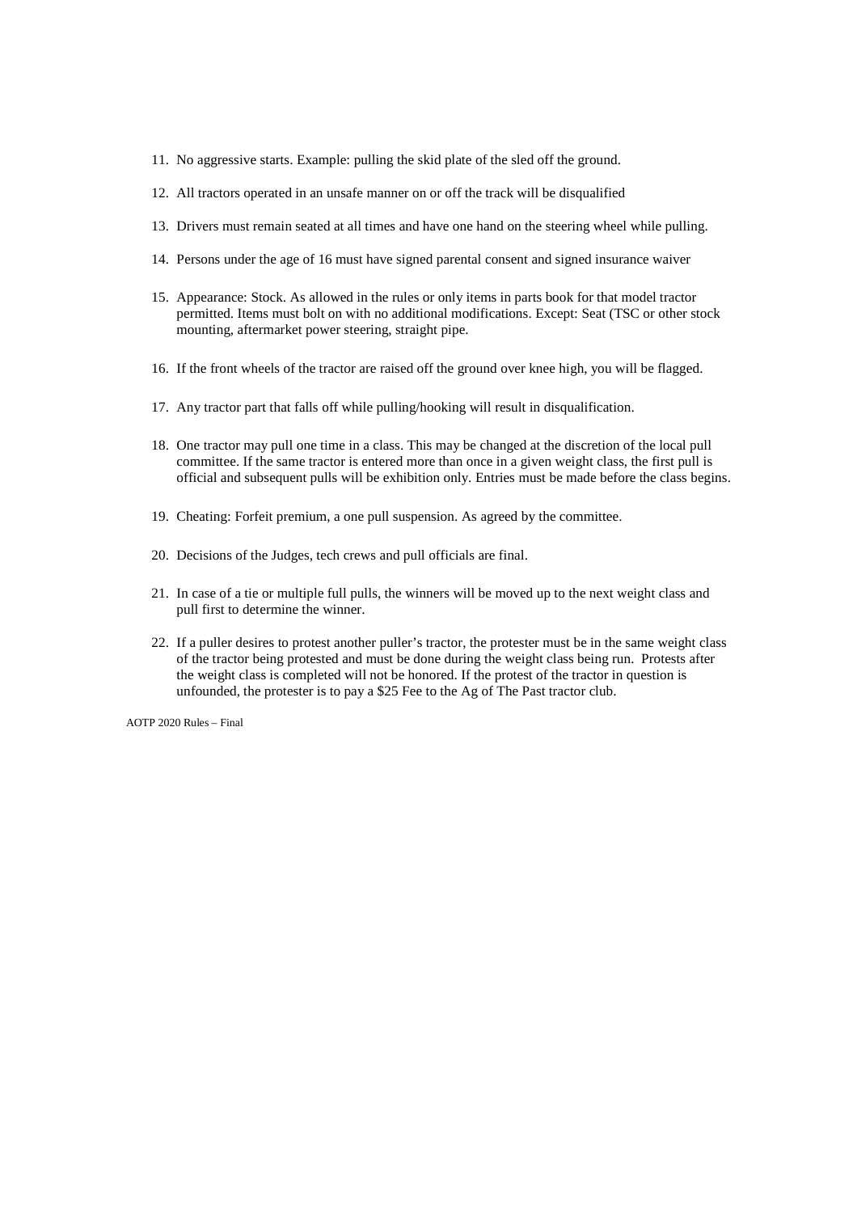11. No aggressive starts. Example: pulling the skid plate of the sled off the ground.

12. All tractors operated in an unsafe manner on or off the track will be disqualified

13. Drivers must remain seated at all times and have one hand on the steering wheel while pulling.

14. Persons under the age of 16 must have signed parental consent and signed insurance waiver

15. Appearance: Stock. As allowed in the rules or only items in parts book for that model tractor permitted. Items must bolt on with no additional modifications. Except: Seat (TSC or other stock mounting, aftermarket power steering, straight pipe.

16. If the front wheels of the tractor are raised off the ground over knee high, you will be flagged.

17. Any tractor part that falls off while pulling/hooking will result in disqualification.

18. One tractor may pull one time in a class. This may be changed at the discretion of the local pull committee. If the same tractor is entered more than once in a given weight class, the first pull is official and subsequent pulls will be exhibition only. Entries must be made before the class begins.

19. Cheating: Forfeit premium, a one pull suspension. As agreed by the committee.

20. Decisions of the Judges, tech crews and pull officials are final.

21. In case of a tie or multiple full pulls, the winners will be moved up to the next weight class and pull first to determine the winner.

22. If a puller desires to protest another puller's tractor, the protester must be in the same weight class of the tractor being protested and must be done during the weight class being run. Protests after the weight class is completed will not be honored. If the protest of the tractor in question is unfounded, the protester is to pay a $25 Fee to the Ag of The Past tractor club.

AOTP 2020 Rules – Final